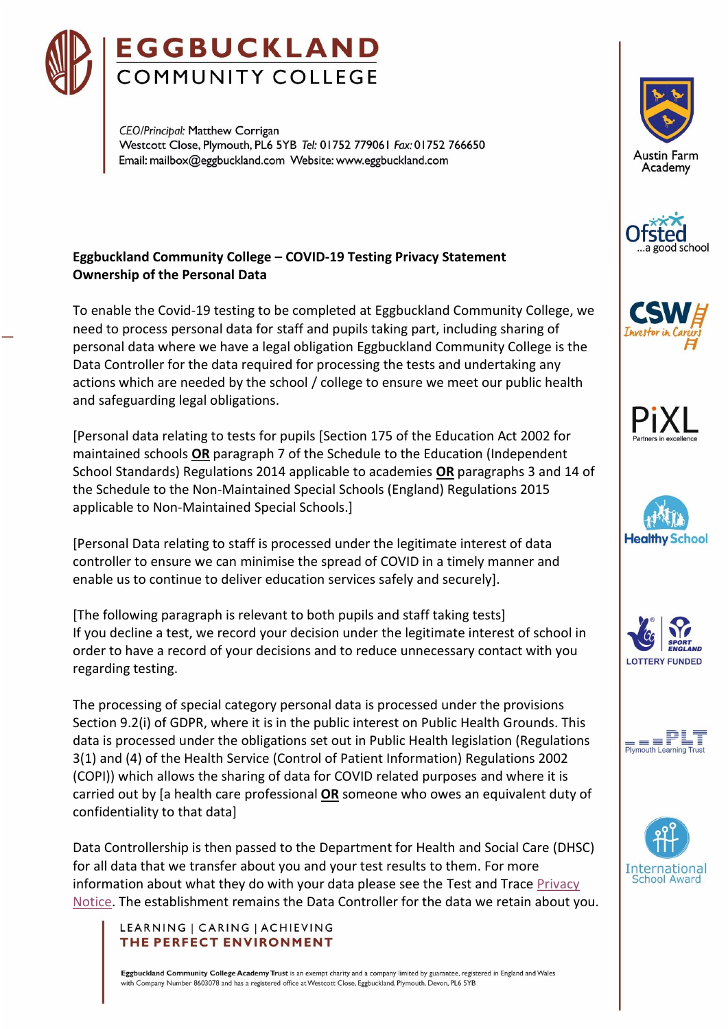# EGGBUCKLAND COMMUNITY COLLEGE

*CEO/Principal:* Matthew Corrigan
Westcott Close, Plymouth, PL6 5YB *Tel:* 01752 779061 *Fax:* 01752 766650
Email: mailbox@eggbuckland.com Website: www.eggbuckland.com

**Eggbuckland Community College – COVID-19 Testing Privacy Statement**
**Ownership of the Personal Data**

To enable the Covid-19 testing to be completed at Eggbuckland Community College, we need to process personal data for staff and pupils taking part, including sharing of personal data where we have a legal obligation Eggbuckland Community College is the Data Controller for the data required for processing the tests and undertaking any actions which are needed by the school / college to ensure we meet our public health and safeguarding legal obligations.

[Personal data relating to tests for pupils [Section 175 of the Education Act 2002 for maintained schools **OR** paragraph 7 of the Schedule to the Education (Independent School Standards) Regulations 2014 applicable to academies **OR** paragraphs 3 and 14 of the Schedule to the Non-Maintained Special Schools (England) Regulations 2015 applicable to Non-Maintained Special Schools.]

[Personal Data relating to staff is processed under the legitimate interest of data controller to ensure we can minimise the spread of COVID in a timely manner and enable us to continue to deliver education services safely and securely].

[The following paragraph is relevant to both pupils and staff taking tests]
If you decline a test, we record your decision under the legitimate interest of school in order to have a record of your decisions and to reduce unnecessary contact with you regarding testing.

The processing of special category personal data is processed under the provisions Section 9.2(i) of GDPR, where it is in the public interest on Public Health Grounds. This data is processed under the obligations set out in Public Health legislation (Regulations 3(1) and (4) of the Health Service (Control of Patient Information) Regulations 2002 (COPI)) which allows the sharing of data for COVID related purposes and where it is carried out by [a health care professional **OR** someone who owes an equivalent duty of confidentiality to that data]

Data Controllership is then passed to the Department for Health and Social Care (DHSC) for all data that we transfer about you and your test results to them. For more information about what they do with your data please see the Test and Trace Privacy Notice. The establishment remains the Data Controller for the data we retain about you.

LEARNING | CARING | ACHIEVING
**THE PERFECT ENVIRONMENT**

**Eggbuckland Community College Academy Trust** is an exempt charity and a company limited by guarantee, registered in England and Wales with Company Number 8603078 and has a registered office at Westcott Close, Eggbuckland, Plymouth, Devon, PL6 5YB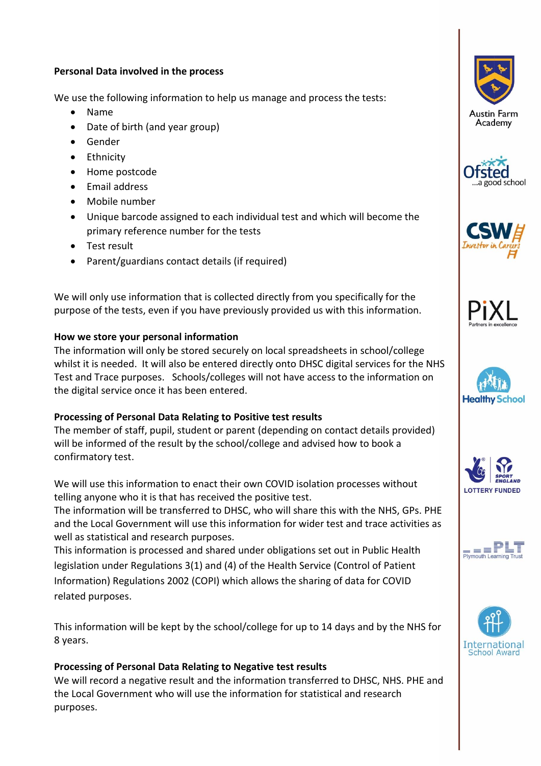**Personal Data involved in the process**

We use the following information to help us manage and process the tests:

- Name
- Date of birth (and year group)
- Gender
- Ethnicity
- Home postcode
- Email address
- Mobile number
- Unique barcode assigned to each individual test and which will become the primary reference number for the tests
- Test result
- Parent/guardians contact details (if required)

We will only use information that is collected directly from you specifically for the purpose of the tests, even if you have previously provided us with this information.

**How we store your personal information**

The information will only be stored securely on local spreadsheets in school/college whilst it is needed. It will also be entered directly onto DHSC digital services for the NHS Test and Trace purposes. Schools/colleges will not have access to the information on the digital service once it has been entered.

**Processing of Personal Data Relating to Positive test results**

The member of staff, pupil, student or parent (depending on contact details provided) will be informed of the result by the school/college and advised how to book a confirmatory test.

We will use this information to enact their own COVID isolation processes without telling anyone who it is that has received the positive test.
The information will be transferred to DHSC, who will share this with the NHS, GPs. PHE and the Local Government will use this information for wider test and trace activities as well as statistical and research purposes.
This information is processed and shared under obligations set out in Public Health legislation under Regulations 3(1) and (4) of the Health Service (Control of Patient Information) Regulations 2002 (COPI) which allows the sharing of data for COVID related purposes.

This information will be kept by the school/college for up to 14 days and by the NHS for 8 years.

**Processing of Personal Data Relating to Negative test results**

We will record a negative result and the information transferred to DHSC, NHS. PHE and the Local Government who will use the information for statistical and research purposes.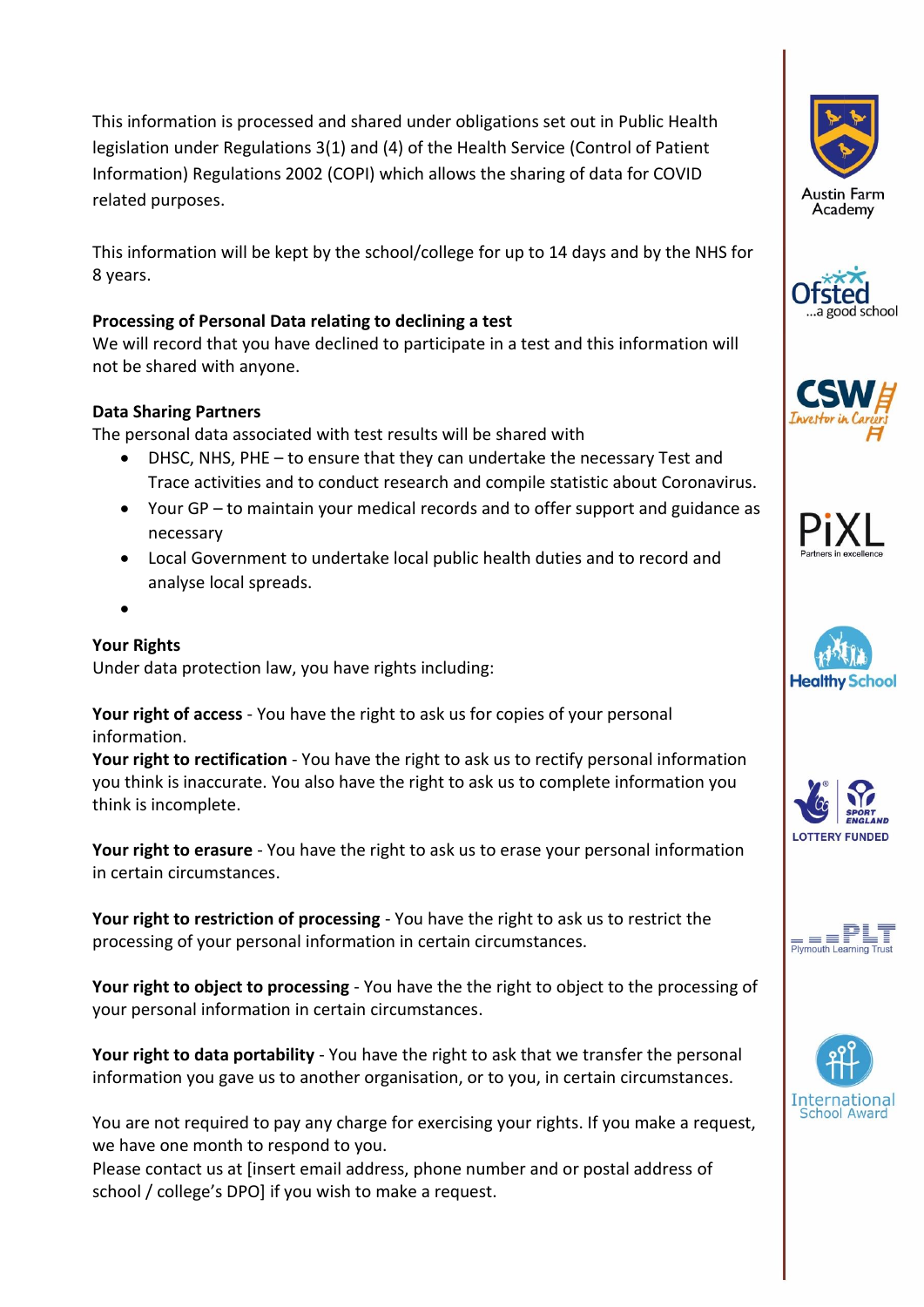This information is processed and shared under obligations set out in Public Health legislation under Regulations 3(1) and (4) of the Health Service (Control of Patient Information) Regulations 2002 (COPI) which allows the sharing of data for COVID related purposes.

This information will be kept by the school/college for up to 14 days and by the NHS for 8 years.

**Processing of Personal Data relating to declining a test**
We will record that you have declined to participate in a test and this information will not be shared with anyone.

**Data Sharing Partners**
The personal data associated with test results will be shared with

- DHSC, NHS, PHE – to ensure that they can undertake the necessary Test and Trace activities and to conduct research and compile statistic about Coronavirus.
- Your GP – to maintain your medical records and to offer support and guidance as necessary
- Local Government to undertake local public health duties and to record and analyse local spreads.
- 

**Your Rights**
Under data protection law, you have rights including:

**Your right of access** - You have the right to ask us for copies of your personal information.
**Your right to rectification** - You have the right to ask us to rectify personal information you think is inaccurate. You also have the right to ask us to complete information you think is incomplete.

**Your right to erasure** - You have the right to ask us to erase your personal information in certain circumstances.

**Your right to restriction of processing** - You have the right to ask us to restrict the processing of your personal information in certain circumstances.

**Your right to object to processing** - You have the the right to object to the processing of your personal information in certain circumstances.

**Your right to data portability** - You have the right to ask that we transfer the personal information you gave us to another organisation, or to you, in certain circumstances.

You are not required to pay any charge for exercising your rights. If you make a request, we have one month to respond to you.
Please contact us at [insert email address, phone number and or postal address of school / college's DPO] if you wish to make a request.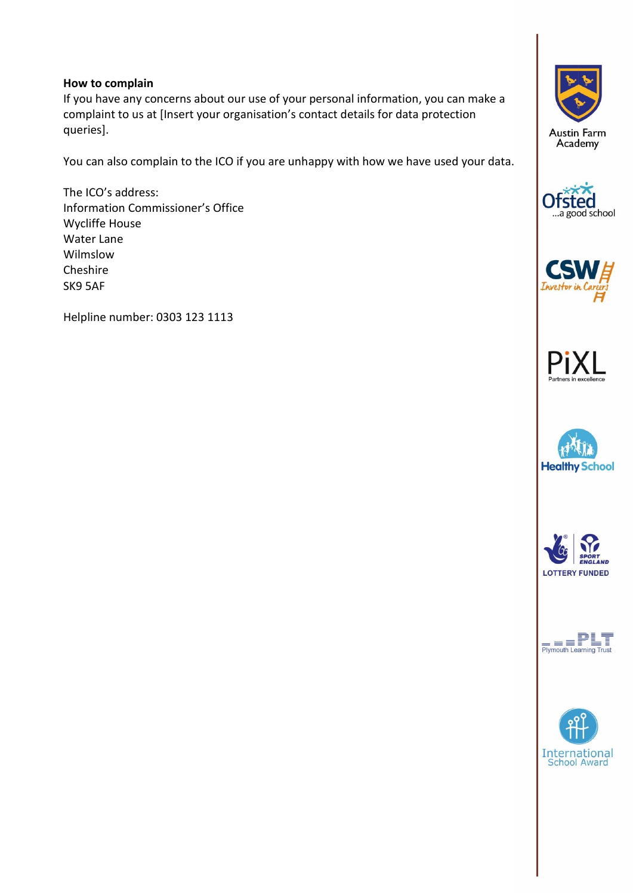**How to complain**

If you have any concerns about our use of your personal information, you can make a complaint to us at [Insert your organisation's contact details for data protection queries].

You can also complain to the ICO if you are unhappy with how we have used your data.

The ICO's address:
Information Commissioner's Office
Wycliffe House
Water Lane
Wilmslow
Cheshire
SK9 5AF

Helpline number: 0303 123 1113